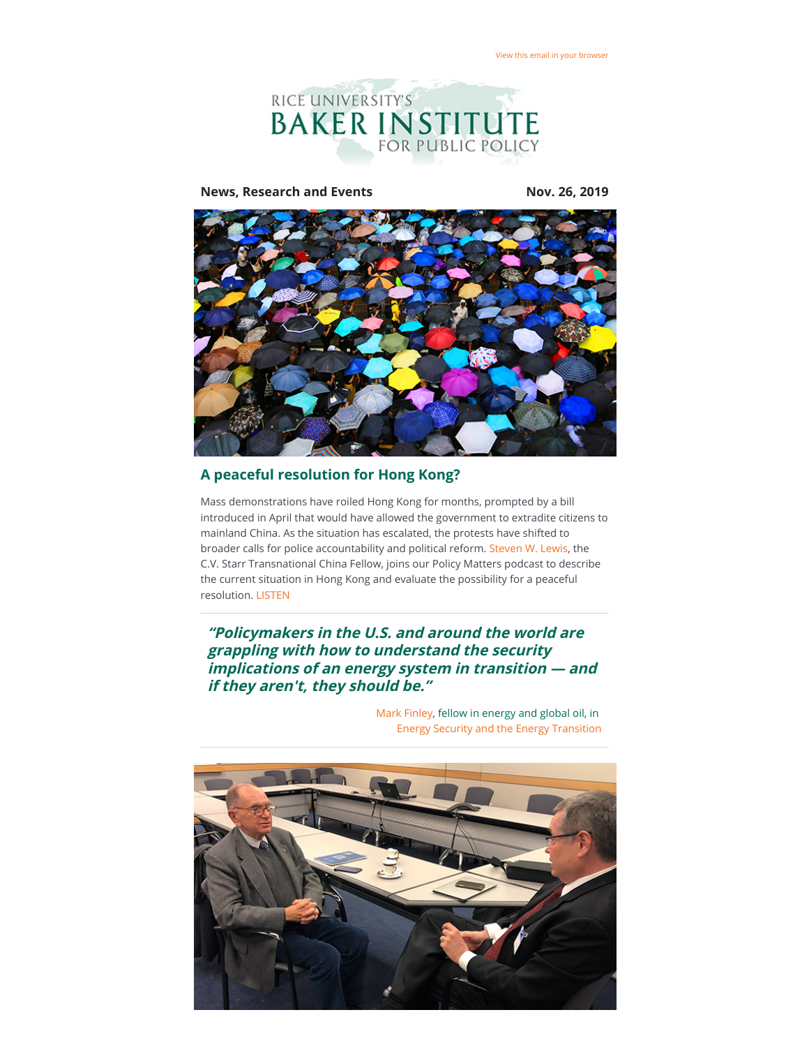View this email in your browser

RICE UNIVERSITY'S
# BAKER INSTITUTE
FOR PUBLIC POLICY

**News, Research and Events** **Nov. 26, 2019**

## A peaceful resolution for Hong Kong?

Mass demonstrations have roiled Hong Kong for months, prompted by a bill introduced in April that would have allowed the government to extradite citizens to mainland China. As the situation has escalated, the protests have shifted to broader calls for police accountability and political reform. Steven W. Lewis, the C.V. Starr Transnational China Fellow, joins our Policy Matters podcast to describe the current situation in Hong Kong and evaluate the possibility for a peaceful resolution. LISTEN

---

***"Policymakers in the U.S. and around the world are grappling with how to understand the security implications of an energy system in transition — and if they aren't, they should be."***

Mark Finley, fellow in energy and global oil, in Energy Security and the Energy Transition

---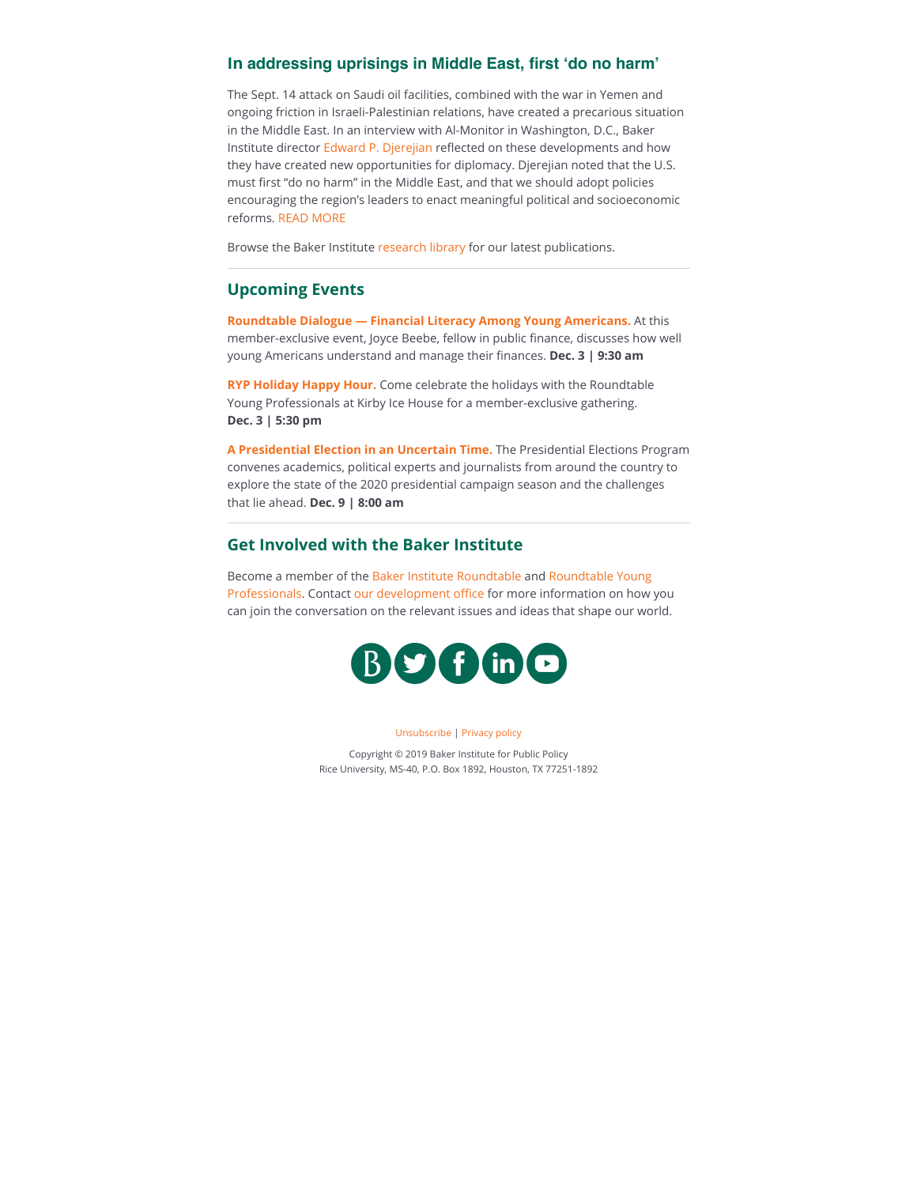## In addressing uprisings in Middle East, first ‘do no harm’

The Sept. 14 attack on Saudi oil facilities, combined with the war in Yemen and ongoing friction in Israeli-Palestinian relations, have created a precarious situation in the Middle East. In an interview with Al-Monitor in Washington, D.C., Baker Institute director Edward P. Djerejian reflected on these developments and how they have created new opportunities for diplomacy. Djerejian noted that the U.S. must first “do no harm” in the Middle East, and that we should adopt policies encouraging the region’s leaders to enact meaningful political and socioeconomic reforms. READ MORE

Browse the Baker Institute research library for our latest publications.

---

## Upcoming Events

**Roundtable Dialogue — Financial Literacy Among Young Americans.** At this member-exclusive event, Joyce Beebe, fellow in public finance, discusses how well young Americans understand and manage their finances. **Dec. 3 | 9:30 am**

**RYP Holiday Happy Hour.** Come celebrate the holidays with the Roundtable Young Professionals at Kirby Ice House for a member-exclusive gathering. **Dec. 3 | 5:30 pm**

**A Presidential Election in an Uncertain Time.** The Presidential Elections Program convenes academics, political experts and journalists from around the country to explore the state of the 2020 presidential campaign season and the challenges that lie ahead. **Dec. 9 | 8:00 am**

---

## Get Involved with the Baker Institute

Become a member of the Baker Institute Roundtable and Roundtable Young Professionals. Contact our development office for more information on how you can join the conversation on the relevant issues and ideas that shape our world.

Unsubscribe | Privacy policy

Copyright © 2019 Baker Institute for Public Policy
Rice University, MS-40, P.O. Box 1892, Houston, TX 77251-1892